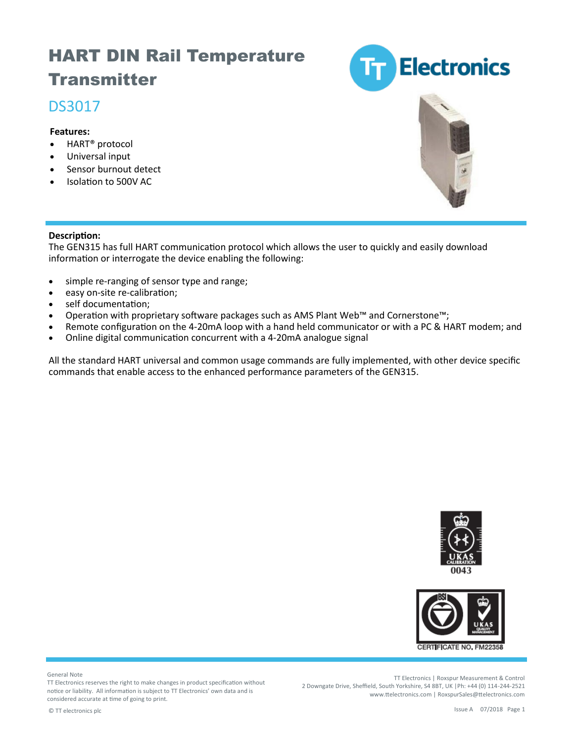# HART DIN Rail Temperature Transmitter

## DS3017

**Features:**

- HART® protocol
- Universal input
- Sensor burnout detect
- Isolation to 500V AC

**Description:**

The GEN315 has full HART communication protocol which allows the user to quickly and easily download information or interrogate the device enabling the following:

- simple re-ranging of sensor type and range;
- easy on-site re-calibration;
- self documentation;
- Operation with proprietary software packages such as AMS Plant Web™ and Cornerstone™;
- Remote configuration on the 4-20mA loop with a hand held communicator or with a PC & HART modem; and
- Online digital communication concurrent with a 4-20mA analogue signal

All the standard HART universal and common usage commands are fully implemented, with other device specific commands that enable access to the enhanced performance parameters of the GEN315.

UKAS CALIBRATION 0043

CERTIFICATE NO. FM22358

General Note
TT Electronics reserves the right to make changes in product specification without notice or liability. All information is subject to TT Electronics' own data and is considered accurate at time of going to print.

© TT electronics plc

TT Electronics | Roxspur Measurement & Control
2 Downgate Drive, Sheffield, South Yorkshire, S4 8BT, UK | Ph: +44 (0) 114-244-2521
www.ttelectronics.com | RoxspurSales@ttelectronics.com

Issue A 07/2018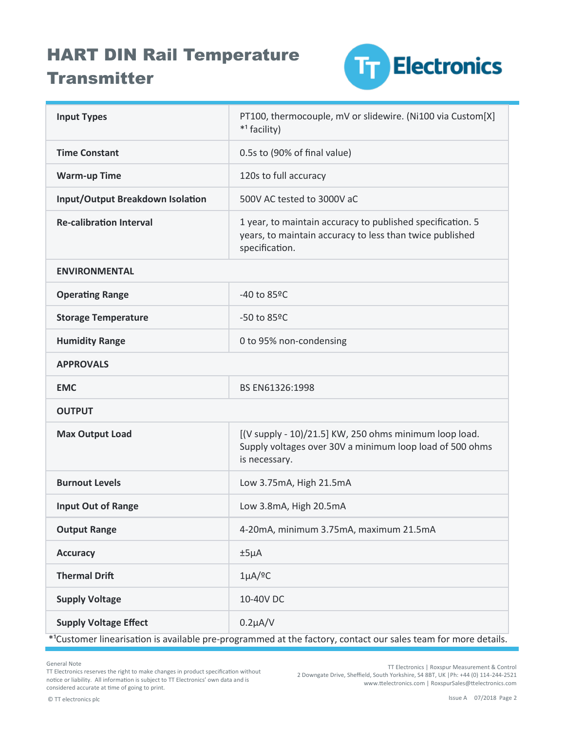# HART DIN Rail Temperature Transmitter

| | |
|---|---|
| **Input Types** | PT100, thermocouple, mV or slidewire. (Ni100 via Custom[X] *[1] facility) |
| **Time Constant** | 0.5s to (90% of final value) |
| **Warm-up Time** | 120s to full accuracy |
| **Input/Output Breakdown Isolation** | 500V AC tested to 3000V aC |
| **Re-calibration Interval** | 1 year, to maintain accuracy to published specification. 5 years, to maintain accuracy to less than twice published specification. |
| **ENVIRONMENTAL** | |
| **Operating Range** | -40 to 85ºC |
| **Storage Temperature** | -50 to 85ºC |
| **Humidity Range** | 0 to 95% non-condensing |
| **APPROVALS** | |
| **EMC** | BS EN61326:1998 |
| **OUTPUT** | |
| **Max Output Load** | [(V supply - 10)/21.5] KW, 250 ohms minimum loop load. Supply voltages over 30V a minimum loop load of 500 ohms is necessary. |
| **Burnout Levels** | Low 3.75mA, High 21.5mA |
| **Input Out of Range** | Low 3.8mA, High 20.5mA |
| **Output Range** | 4-20mA, minimum 3.75mA, maximum 21.5mA |
| **Accuracy** | ±5µA |
| **Thermal Drift** | 1µA/ºC |
| **Supply Voltage** | 10-40V DC |
| **Supply Voltage Effect** | 0.2µA/V |

*[1]Customer linearisation is available pre-programmed at the factory, contact our sales team for more details.

General Note
TT Electronics reserves the right to make changes in product specification without notice or liability. All information is subject to TT Electronics' own data and is considered accurate at time of going to print.

© TT electronics plc

TT Electronics | Roxspur Measurement & Control
2 Downgate Drive, Sheffield, South Yorkshire, S4 8BT, UK | Ph: +44 (0) 114-244-2521
www.ttelectronics.com | RoxspurSales@ttelectronics.com

Issue A 07/2018